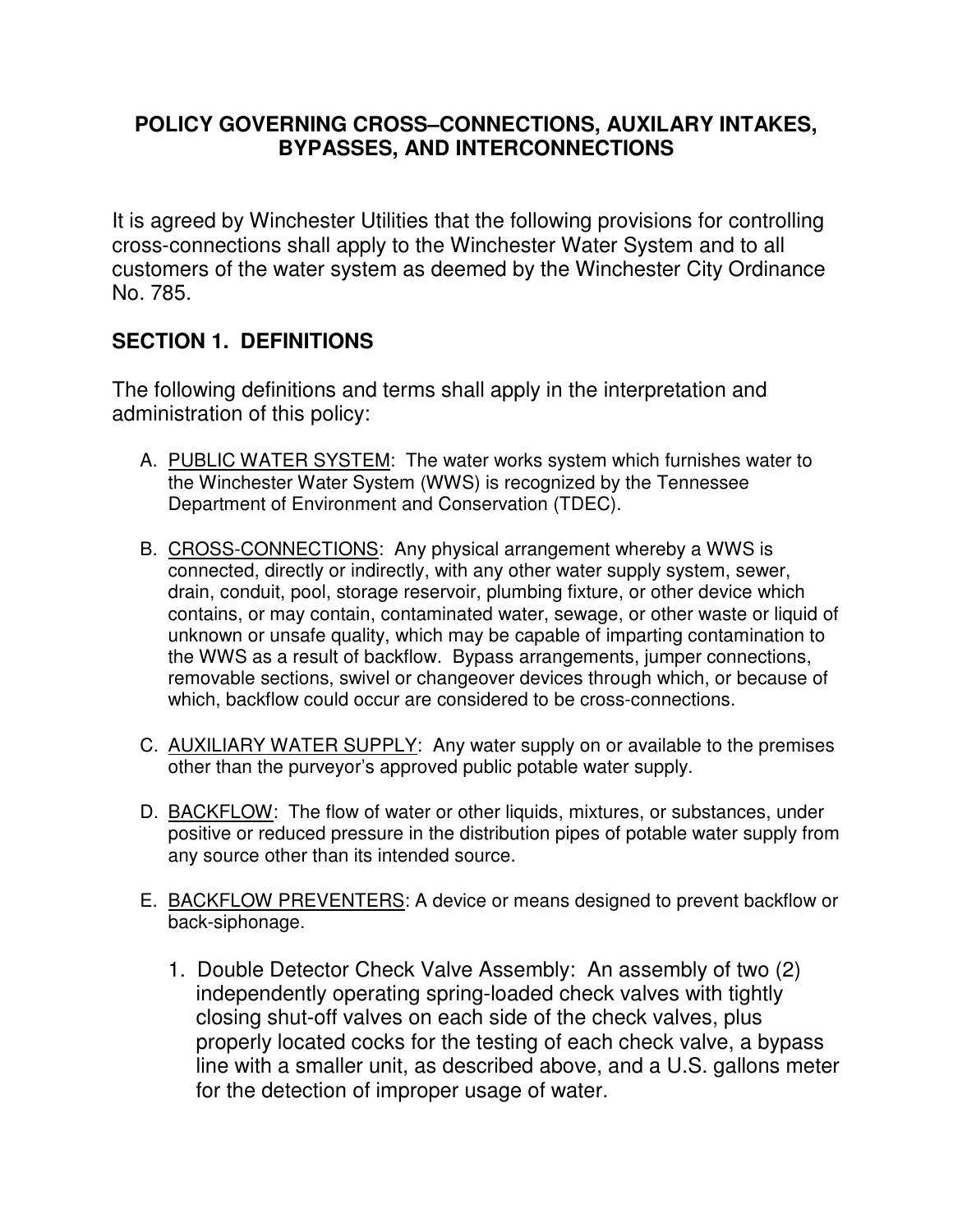# POLICY GOVERNING CROSS–CONNECTIONS, AUXILARY INTAKES, BYPASSES, AND INTERCONNECTIONS

It is agreed by Winchester Utilities that the following provisions for controlling cross-connections shall apply to the Winchester Water System and to all customers of the water system as deemed by the Winchester City Ordinance No. 785.

## SECTION 1. DEFINITIONS

The following definitions and terms shall apply in the interpretation and administration of this policy:

A. PUBLIC WATER SYSTEM: The water works system which furnishes water to the Winchester Water System (WWS) is recognized by the Tennessee Department of Environment and Conservation (TDEC).

B. CROSS-CONNECTIONS: Any physical arrangement whereby a WWS is connected, directly or indirectly, with any other water supply system, sewer, drain, conduit, pool, storage reservoir, plumbing fixture, or other device which contains, or may contain, contaminated water, sewage, or other waste or liquid of unknown or unsafe quality, which may be capable of imparting contamination to the WWS as a result of backflow. Bypass arrangements, jumper connections, removable sections, swivel or changeover devices through which, or because of which, backflow could occur are considered to be cross-connections.

C. AUXILIARY WATER SUPPLY: Any water supply on or available to the premises other than the purveyor's approved public potable water supply.

D. BACKFLOW: The flow of water or other liquids, mixtures, or substances, under positive or reduced pressure in the distribution pipes of potable water supply from any source other than its intended source.

E. BACKFLOW PREVENTERS: A device or means designed to prevent backflow or back-siphonage.

   1. Double Detector Check Valve Assembly: An assembly of two (2) independently operating spring-loaded check valves with tightly closing shut-off valves on each side of the check valves, plus properly located cocks for the testing of each check valve, a bypass line with a smaller unit, as described above, and a U.S. gallons meter for the detection of improper usage of water.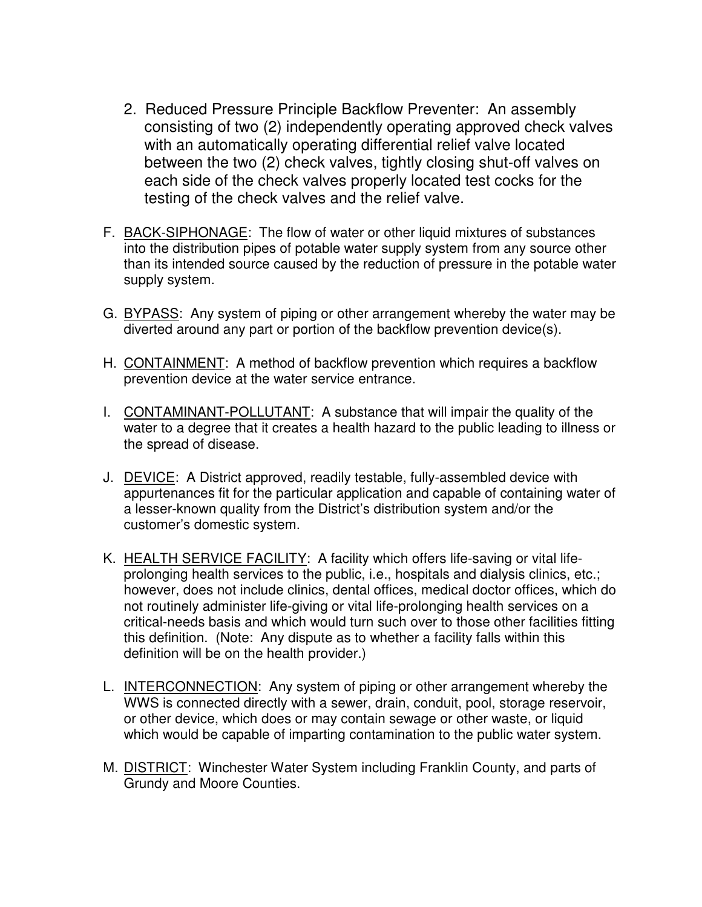2. Reduced Pressure Principle Backflow Preventer: An assembly consisting of two (2) independently operating approved check valves with an automatically operating differential relief valve located between the two (2) check valves, tightly closing shut-off valves on each side of the check valves properly located test cocks for the testing of the check valves and the relief valve.

F. BACK-SIPHONAGE: The flow of water or other liquid mixtures of substances into the distribution pipes of potable water supply system from any source other than its intended source caused by the reduction of pressure in the potable water supply system.

G. BYPASS: Any system of piping or other arrangement whereby the water may be diverted around any part or portion of the backflow prevention device(s).

H. CONTAINMENT: A method of backflow prevention which requires a backflow prevention device at the water service entrance.

I. CONTAMINANT-POLLUTANT: A substance that will impair the quality of the water to a degree that it creates a health hazard to the public leading to illness or the spread of disease.

J. DEVICE: A District approved, readily testable, fully-assembled device with appurtenances fit for the particular application and capable of containing water of a lesser-known quality from the District's distribution system and/or the customer's domestic system.

K. HEALTH SERVICE FACILITY: A facility which offers life-saving or vital life-prolonging health services to the public, i.e., hospitals and dialysis clinics, etc.; however, does not include clinics, dental offices, medical doctor offices, which do not routinely administer life-giving or vital life-prolonging health services on a critical-needs basis and which would turn such over to those other facilities fitting this definition. (Note: Any dispute as to whether a facility falls within this definition will be on the health provider.)

L. INTERCONNECTION: Any system of piping or other arrangement whereby the WWS is connected directly with a sewer, drain, conduit, pool, storage reservoir, or other device, which does or may contain sewage or other waste, or liquid which would be capable of imparting contamination to the public water system.

M. DISTRICT: Winchester Water System including Franklin County, and parts of Grundy and Moore Counties.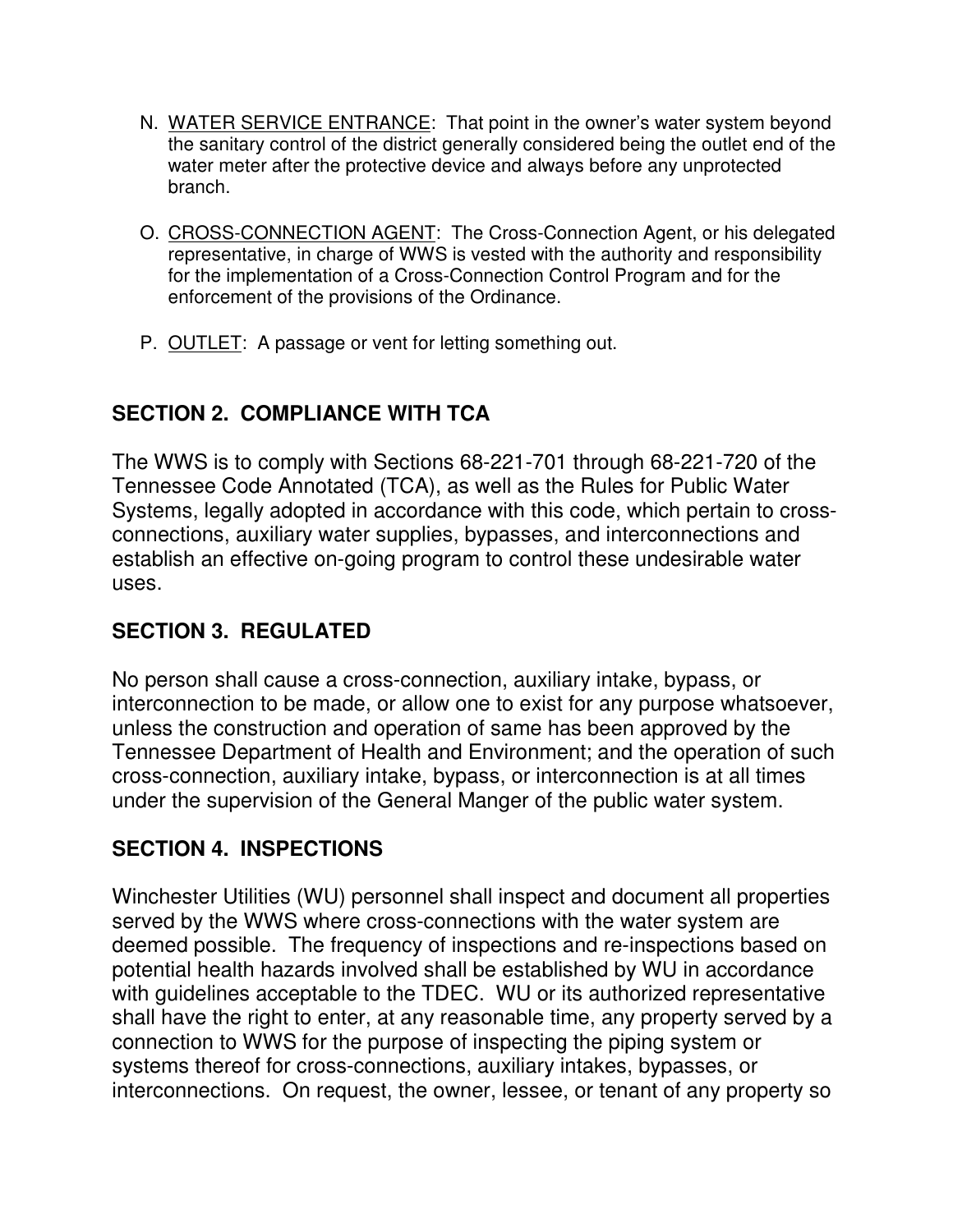N. <u>WATER SERVICE ENTRANCE</u>: That point in the owner's water system beyond the sanitary control of the district generally considered being the outlet end of the water meter after the protective device and always before any unprotected branch.

O. <u>CROSS-CONNECTION AGENT</u>: The Cross-Connection Agent, or his delegated representative, in charge of WWS is vested with the authority and responsibility for the implementation of a Cross-Connection Control Program and for the enforcement of the provisions of the Ordinance.

P. <u>OUTLET</u>: A passage or vent for letting something out.

## SECTION 2. COMPLIANCE WITH TCA

The WWS is to comply with Sections 68-221-701 through 68-221-720 of the Tennessee Code Annotated (TCA), as well as the Rules for Public Water Systems, legally adopted in accordance with this code, which pertain to cross-connections, auxiliary water supplies, bypasses, and interconnections and establish an effective on-going program to control these undesirable water uses.

## SECTION 3. REGULATED

No person shall cause a cross-connection, auxiliary intake, bypass, or interconnection to be made, or allow one to exist for any purpose whatsoever, unless the construction and operation of same has been approved by the Tennessee Department of Health and Environment; and the operation of such cross-connection, auxiliary intake, bypass, or interconnection is at all times under the supervision of the General Manger of the public water system.

## SECTION 4. INSPECTIONS

Winchester Utilities (WU) personnel shall inspect and document all properties served by the WWS where cross-connections with the water system are deemed possible. The frequency of inspections and re-inspections based on potential health hazards involved shall be established by WU in accordance with guidelines acceptable to the TDEC. WU or its authorized representative shall have the right to enter, at any reasonable time, any property served by a connection to WWS for the purpose of inspecting the piping system or systems thereof for cross-connections, auxiliary intakes, bypasses, or interconnections. On request, the owner, lessee, or tenant of any property so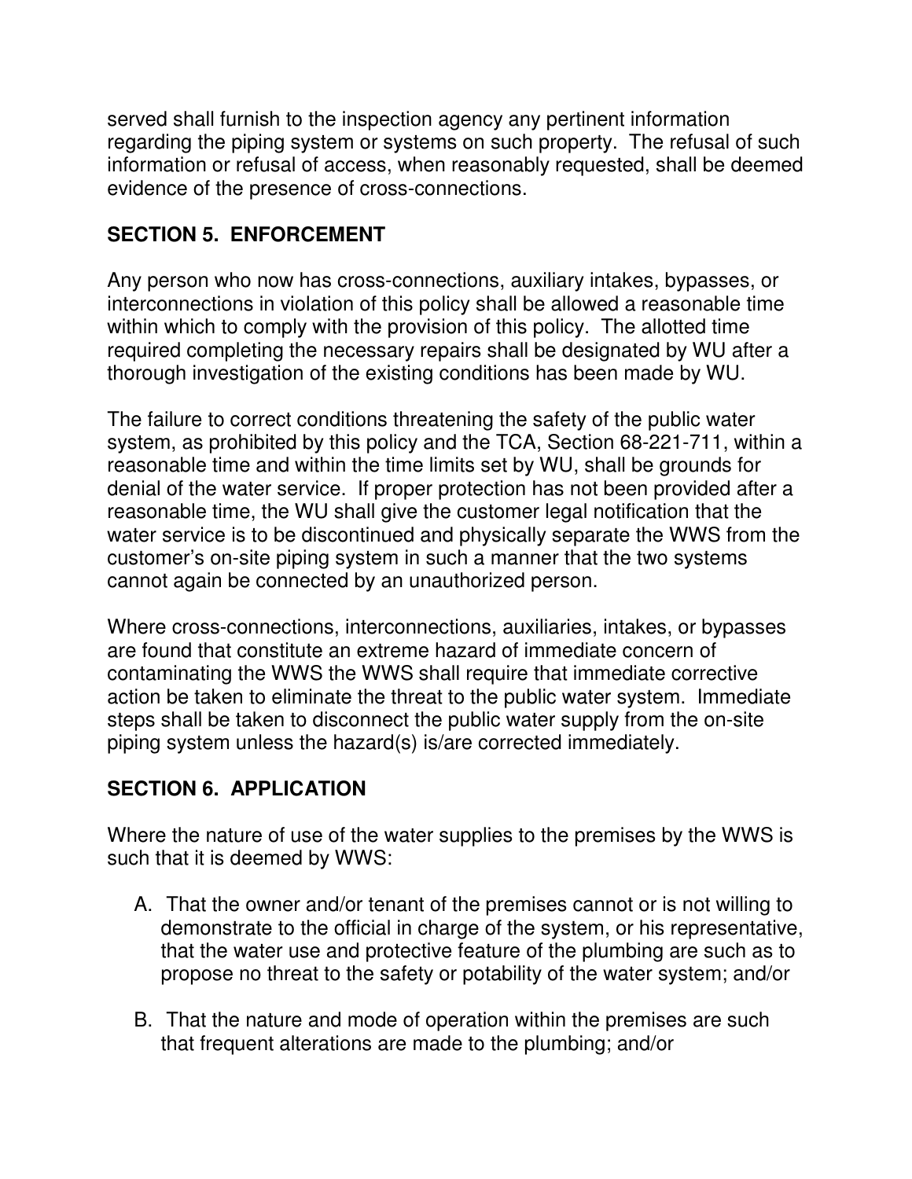served shall furnish to the inspection agency any pertinent information regarding the piping system or systems on such property. The refusal of such information or refusal of access, when reasonably requested, shall be deemed evidence of the presence of cross-connections.

## SECTION 5. ENFORCEMENT

Any person who now has cross-connections, auxiliary intakes, bypasses, or interconnections in violation of this policy shall be allowed a reasonable time within which to comply with the provision of this policy. The allotted time required completing the necessary repairs shall be designated by WU after a thorough investigation of the existing conditions has been made by WU.

The failure to correct conditions threatening the safety of the public water system, as prohibited by this policy and the TCA, Section 68-221-711, within a reasonable time and within the time limits set by WU, shall be grounds for denial of the water service. If proper protection has not been provided after a reasonable time, the WU shall give the customer legal notification that the water service is to be discontinued and physically separate the WWS from the customer's on-site piping system in such a manner that the two systems cannot again be connected by an unauthorized person.

Where cross-connections, interconnections, auxiliaries, intakes, or bypasses are found that constitute an extreme hazard of immediate concern of contaminating the WWS the WWS shall require that immediate corrective action be taken to eliminate the threat to the public water system. Immediate steps shall be taken to disconnect the public water supply from the on-site piping system unless the hazard(s) is/are corrected immediately.

## SECTION 6. APPLICATION

Where the nature of use of the water supplies to the premises by the WWS is such that it is deemed by WWS:

A. That the owner and/or tenant of the premises cannot or is not willing to demonstrate to the official in charge of the system, or his representative, that the water use and protective feature of the plumbing are such as to propose no threat to the safety or potability of the water system; and/or

B. That the nature and mode of operation within the premises are such that frequent alterations are made to the plumbing; and/or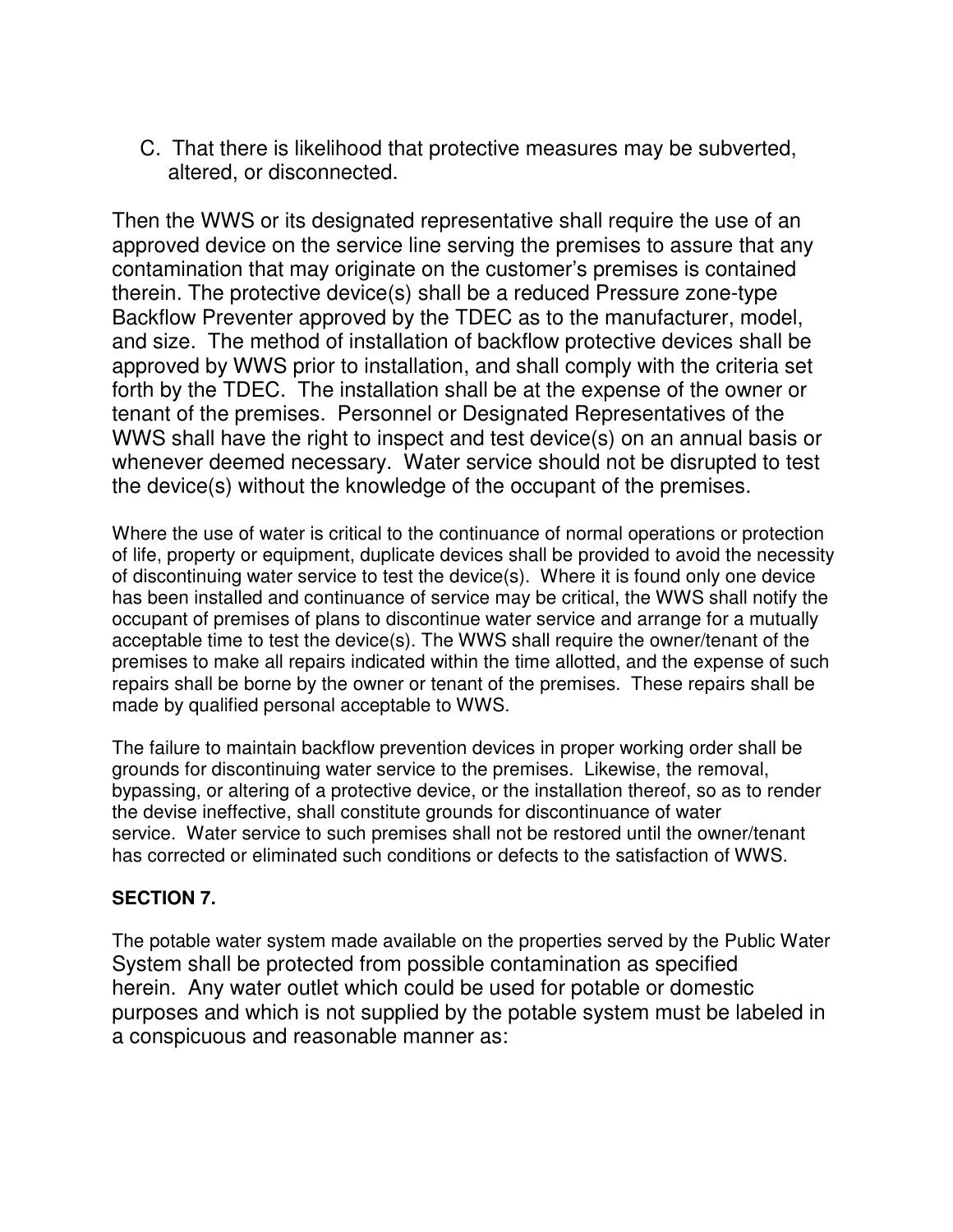C. That there is likelihood that protective measures may be subverted, altered, or disconnected.

Then the WWS or its designated representative shall require the use of an approved device on the service line serving the premises to assure that any contamination that may originate on the customer's premises is contained therein. The protective device(s) shall be a reduced Pressure zone-type Backflow Preventer approved by the TDEC as to the manufacturer, model, and size. The method of installation of backflow protective devices shall be approved by WWS prior to installation, and shall comply with the criteria set forth by the TDEC. The installation shall be at the expense of the owner or tenant of the premises. Personnel or Designated Representatives of the WWS shall have the right to inspect and test device(s) on an annual basis or whenever deemed necessary. Water service should not be disrupted to test the device(s) without the knowledge of the occupant of the premises.

Where the use of water is critical to the continuance of normal operations or protection of life, property or equipment, duplicate devices shall be provided to avoid the necessity of discontinuing water service to test the device(s). Where it is found only one device has been installed and continuance of service may be critical, the WWS shall notify the occupant of premises of plans to discontinue water service and arrange for a mutually acceptable time to test the device(s). The WWS shall require the owner/tenant of the premises to make all repairs indicated within the time allotted, and the expense of such repairs shall be borne by the owner or tenant of the premises. These repairs shall be made by qualified personal acceptable to WWS.

The failure to maintain backflow prevention devices in proper working order shall be grounds for discontinuing water service to the premises. Likewise, the removal, bypassing, or altering of a protective device, or the installation thereof, so as to render the devise ineffective, shall constitute grounds for discontinuance of water service. Water service to such premises shall not be restored until the owner/tenant has corrected or eliminated such conditions or defects to the satisfaction of WWS.

**SECTION 7.**

The potable water system made available on the properties served by the Public Water System shall be protected from possible contamination as specified herein. Any water outlet which could be used for potable or domestic purposes and which is not supplied by the potable system must be labeled in a conspicuous and reasonable manner as: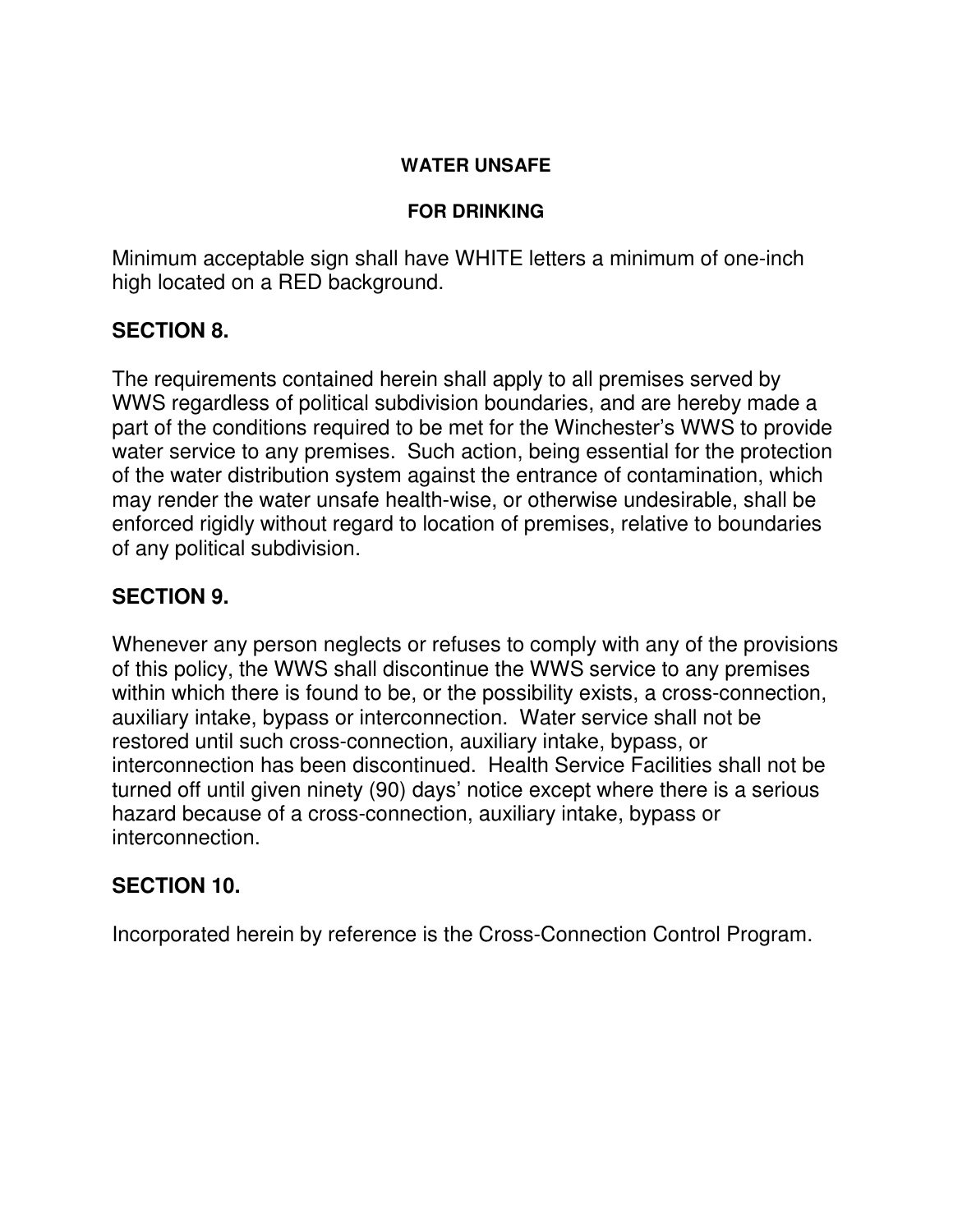**WATER UNSAFE**

**FOR DRINKING**

Minimum acceptable sign shall have WHITE letters a minimum of one-inch high located on a RED background.

## SECTION 8.

The requirements contained herein shall apply to all premises served by WWS regardless of political subdivision boundaries, and are hereby made a part of the conditions required to be met for the Winchester's WWS to provide water service to any premises. Such action, being essential for the protection of the water distribution system against the entrance of contamination, which may render the water unsafe health-wise, or otherwise undesirable, shall be enforced rigidly without regard to location of premises, relative to boundaries of any political subdivision.

## SECTION 9.

Whenever any person neglects or refuses to comply with any of the provisions of this policy, the WWS shall discontinue the WWS service to any premises within which there is found to be, or the possibility exists, a cross-connection, auxiliary intake, bypass or interconnection. Water service shall not be restored until such cross-connection, auxiliary intake, bypass, or interconnection has been discontinued. Health Service Facilities shall not be turned off until given ninety (90) days' notice except where there is a serious hazard because of a cross-connection, auxiliary intake, bypass or interconnection.

## SECTION 10.

Incorporated herein by reference is the Cross-Connection Control Program.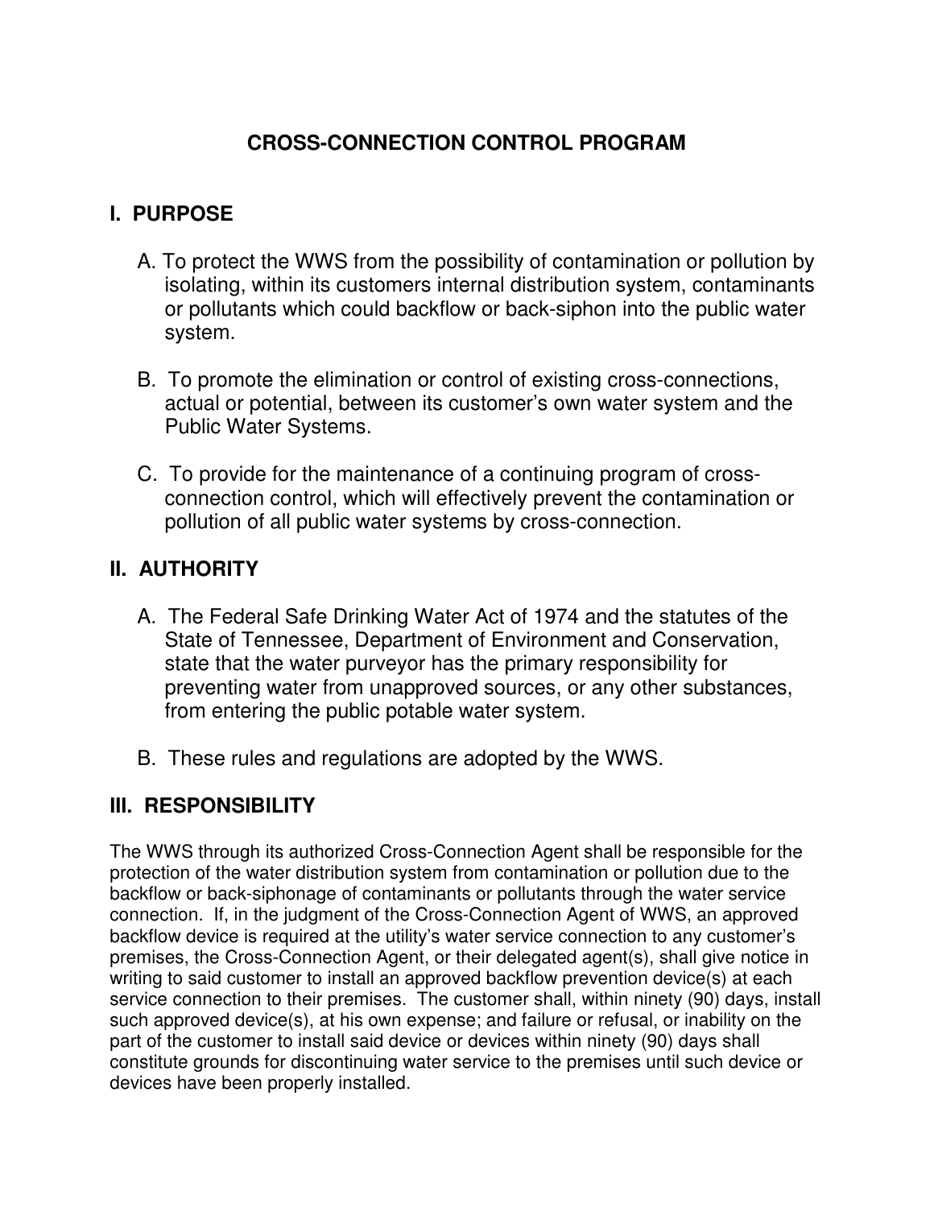# CROSS-CONNECTION CONTROL PROGRAM

## I. PURPOSE

A. To protect the WWS from the possibility of contamination or pollution by isolating, within its customers internal distribution system, contaminants or pollutants which could backflow or back-siphon into the public water system.

B. To promote the elimination or control of existing cross-connections, actual or potential, between its customer's own water system and the Public Water Systems.

C. To provide for the maintenance of a continuing program of cross-connection control, which will effectively prevent the contamination or pollution of all public water systems by cross-connection.

## II. AUTHORITY

A. The Federal Safe Drinking Water Act of 1974 and the statutes of the State of Tennessee, Department of Environment and Conservation, state that the water purveyor has the primary responsibility for preventing water from unapproved sources, or any other substances, from entering the public potable water system.

B. These rules and regulations are adopted by the WWS.

## III. RESPONSIBILITY

The WWS through its authorized Cross-Connection Agent shall be responsible for the protection of the water distribution system from contamination or pollution due to the backflow or back-siphonage of contaminants or pollutants through the water service connection. If, in the judgment of the Cross-Connection Agent of WWS, an approved backflow device is required at the utility's water service connection to any customer's premises, the Cross-Connection Agent, or their delegated agent(s), shall give notice in writing to said customer to install an approved backflow prevention device(s) at each service connection to their premises. The customer shall, within ninety (90) days, install such approved device(s), at his own expense; and failure or refusal, or inability on the part of the customer to install said device or devices within ninety (90) days shall constitute grounds for discontinuing water service to the premises until such device or devices have been properly installed.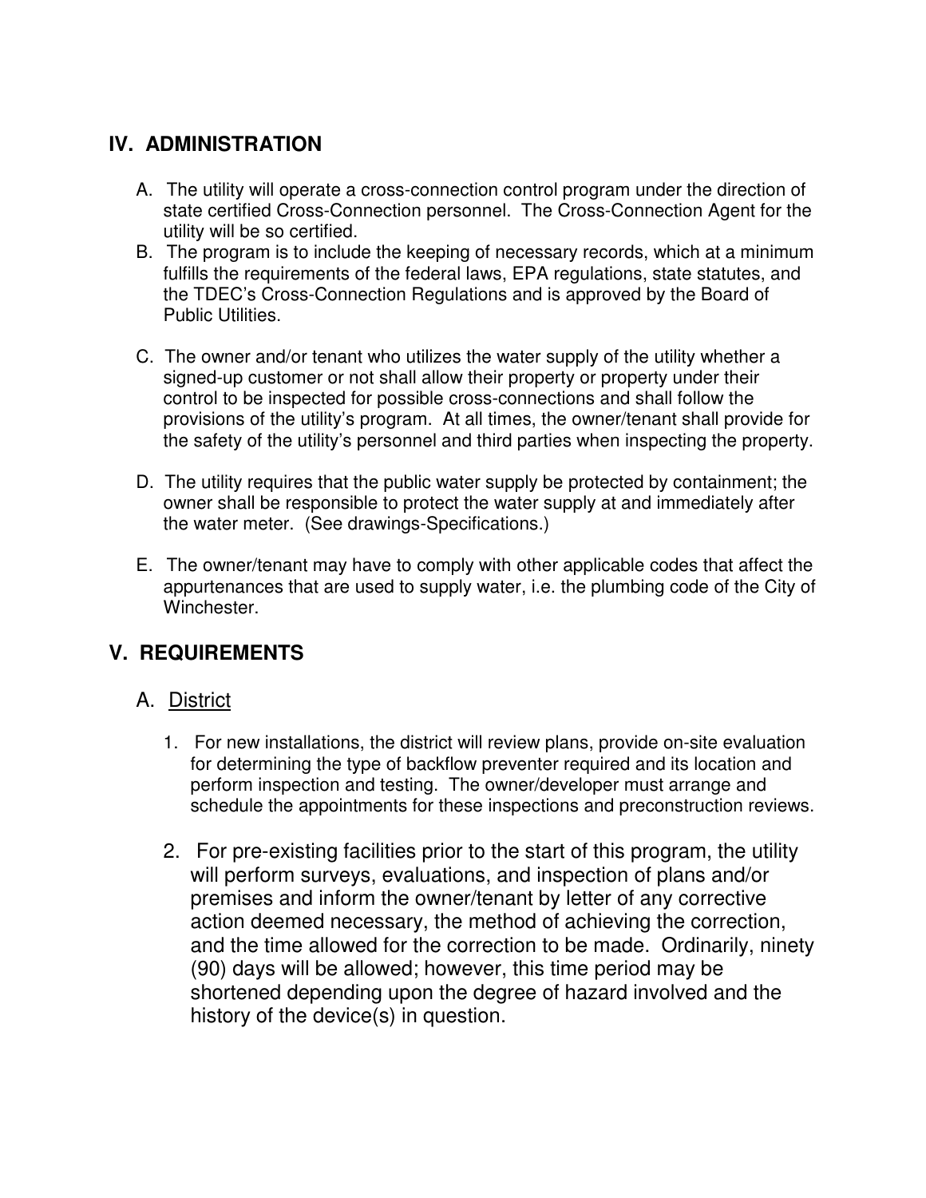## IV. ADMINISTRATION

A. The utility will operate a cross-connection control program under the direction of state certified Cross-Connection personnel. The Cross-Connection Agent for the utility will be so certified.

B. The program is to include the keeping of necessary records, which at a minimum fulfills the requirements of the federal laws, EPA regulations, state statutes, and the TDEC's Cross-Connection Regulations and is approved by the Board of Public Utilities.

C. The owner and/or tenant who utilizes the water supply of the utility whether a signed-up customer or not shall allow their property or property under their control to be inspected for possible cross-connections and shall follow the provisions of the utility's program. At all times, the owner/tenant shall provide for the safety of the utility's personnel and third parties when inspecting the property.

D. The utility requires that the public water supply be protected by containment; the owner shall be responsible to protect the water supply at and immediately after the water meter. (See drawings-Specifications.)

E. The owner/tenant may have to comply with other applicable codes that affect the appurtenances that are used to supply water, i.e. the plumbing code of the City of Winchester.

## V. REQUIREMENTS

### A. <u>District</u>

1. For new installations, the district will review plans, provide on-site evaluation for determining the type of backflow preventer required and its location and perform inspection and testing. The owner/developer must arrange and schedule the appointments for these inspections and preconstruction reviews.

2. For pre-existing facilities prior to the start of this program, the utility will perform surveys, evaluations, and inspection of plans and/or premises and inform the owner/tenant by letter of any corrective action deemed necessary, the method of achieving the correction, and the time allowed for the correction to be made. Ordinarily, ninety (90) days will be allowed; however, this time period may be shortened depending upon the degree of hazard involved and the history of the device(s) in question.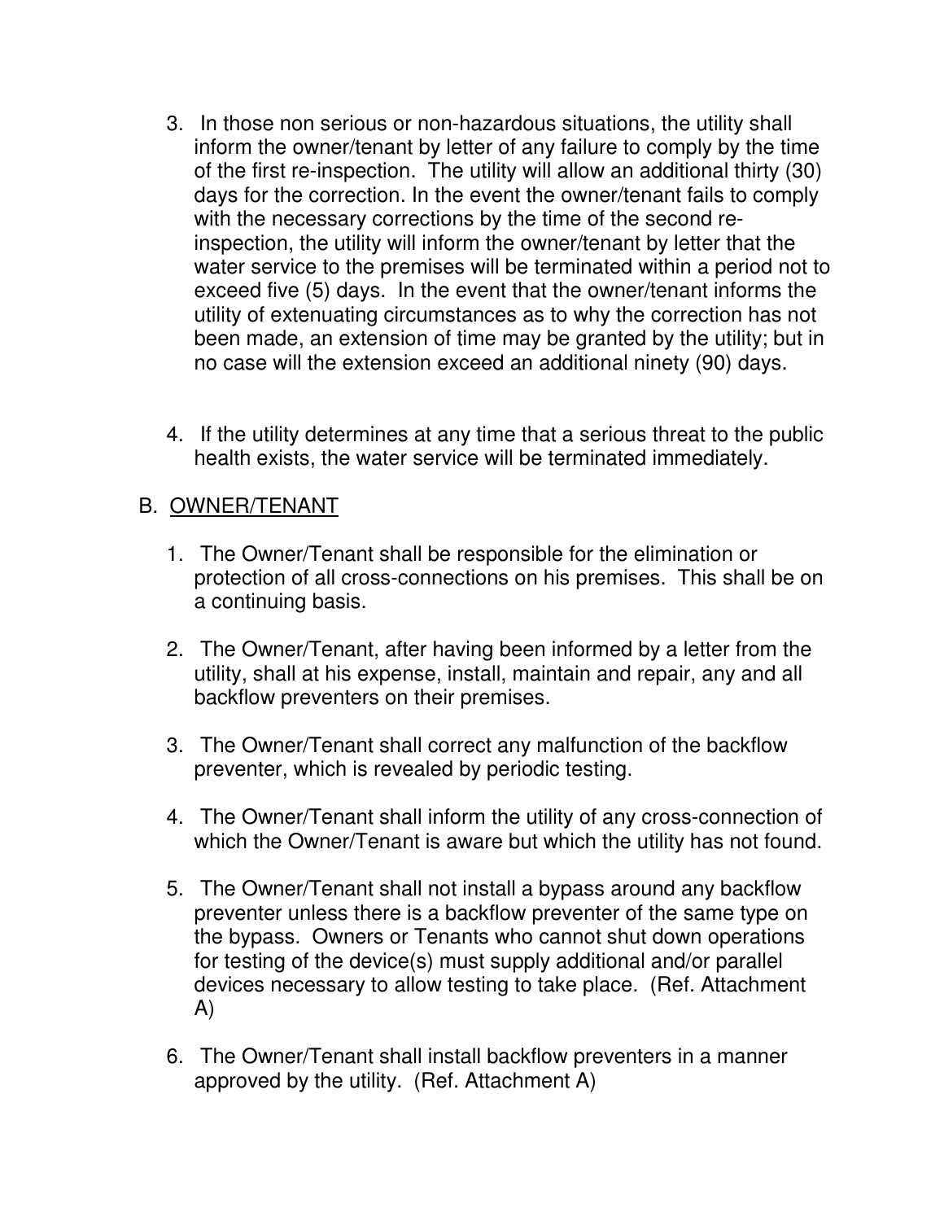3. In those non serious or non-hazardous situations, the utility shall inform the owner/tenant by letter of any failure to comply by the time of the first re-inspection. The utility will allow an additional thirty (30) days for the correction. In the event the owner/tenant fails to comply with the necessary corrections by the time of the second re-inspection, the utility will inform the owner/tenant by letter that the water service to the premises will be terminated within a period not to exceed five (5) days. In the event that the owner/tenant informs the utility of extenuating circumstances as to why the correction has not been made, an extension of time may be granted by the utility; but in no case will the extension exceed an additional ninety (90) days.

4. If the utility determines at any time that a serious threat to the public health exists, the water service will be terminated immediately.

B. <u>OWNER/TENANT</u>

1. The Owner/Tenant shall be responsible for the elimination or protection of all cross-connections on his premises. This shall be on a continuing basis.

2. The Owner/Tenant, after having been informed by a letter from the utility, shall at his expense, install, maintain and repair, any and all backflow preventers on their premises.

3. The Owner/Tenant shall correct any malfunction of the backflow preventer, which is revealed by periodic testing.

4. The Owner/Tenant shall inform the utility of any cross-connection of which the Owner/Tenant is aware but which the utility has not found.

5. The Owner/Tenant shall not install a bypass around any backflow preventer unless there is a backflow preventer of the same type on the bypass. Owners or Tenants who cannot shut down operations for testing of the device(s) must supply additional and/or parallel devices necessary to allow testing to take place. (Ref. Attachment A)

6. The Owner/Tenant shall install backflow preventers in a manner approved by the utility. (Ref. Attachment A)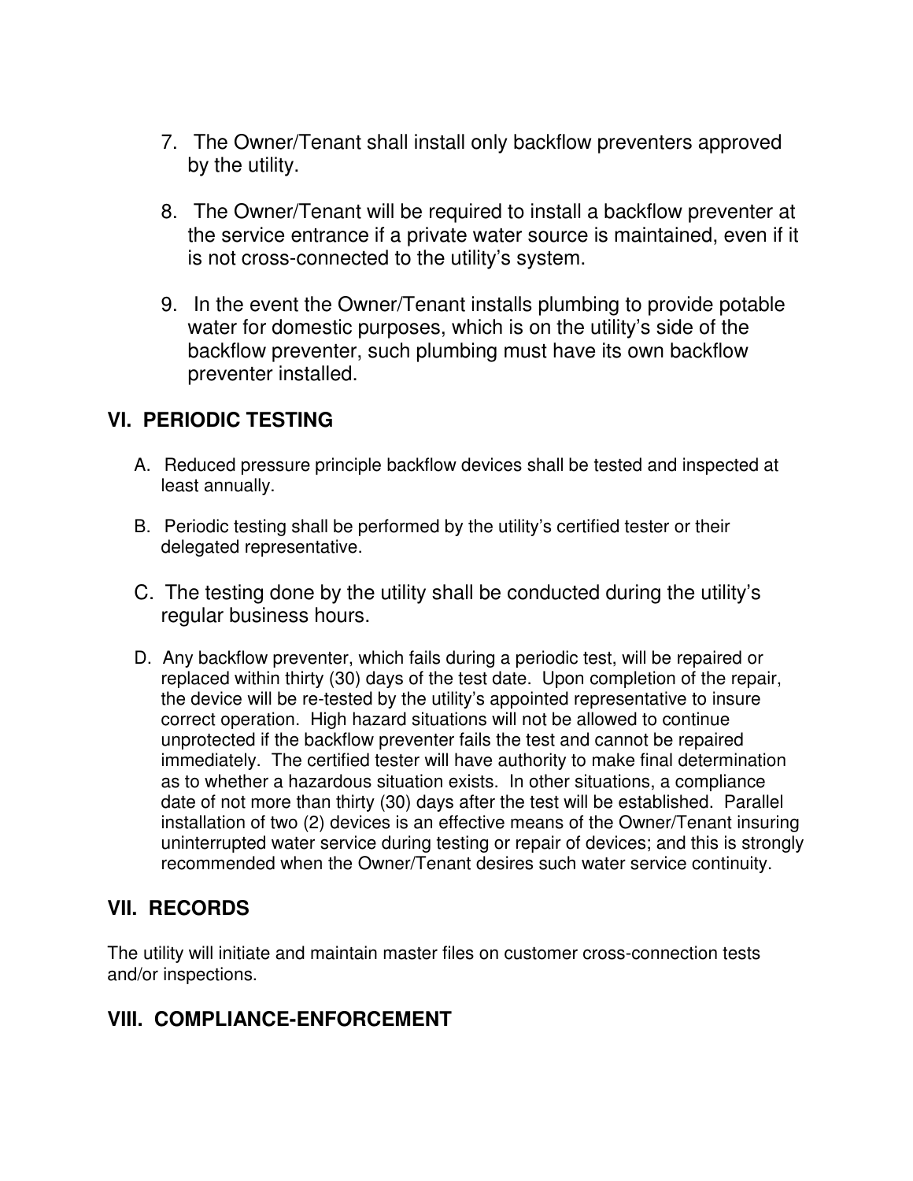7. The Owner/Tenant shall install only backflow preventers approved by the utility.

8. The Owner/Tenant will be required to install a backflow preventer at the service entrance if a private water source is maintained, even if it is not cross-connected to the utility's system.

9. In the event the Owner/Tenant installs plumbing to provide potable water for domestic purposes, which is on the utility's side of the backflow preventer, such plumbing must have its own backflow preventer installed.

## VI. PERIODIC TESTING

A. Reduced pressure principle backflow devices shall be tested and inspected at least annually.

B. Periodic testing shall be performed by the utility's certified tester or their delegated representative.

C. The testing done by the utility shall be conducted during the utility's regular business hours.

D. Any backflow preventer, which fails during a periodic test, will be repaired or replaced within thirty (30) days of the test date. Upon completion of the repair, the device will be re-tested by the utility's appointed representative to insure correct operation. High hazard situations will not be allowed to continue unprotected if the backflow preventer fails the test and cannot be repaired immediately. The certified tester will have authority to make final determination as to whether a hazardous situation exists. In other situations, a compliance date of not more than thirty (30) days after the test will be established. Parallel installation of two (2) devices is an effective means of the Owner/Tenant insuring uninterrupted water service during testing or repair of devices; and this is strongly recommended when the Owner/Tenant desires such water service continuity.

## VII. RECORDS

The utility will initiate and maintain master files on customer cross-connection tests and/or inspections.

## VIII. COMPLIANCE-ENFORCEMENT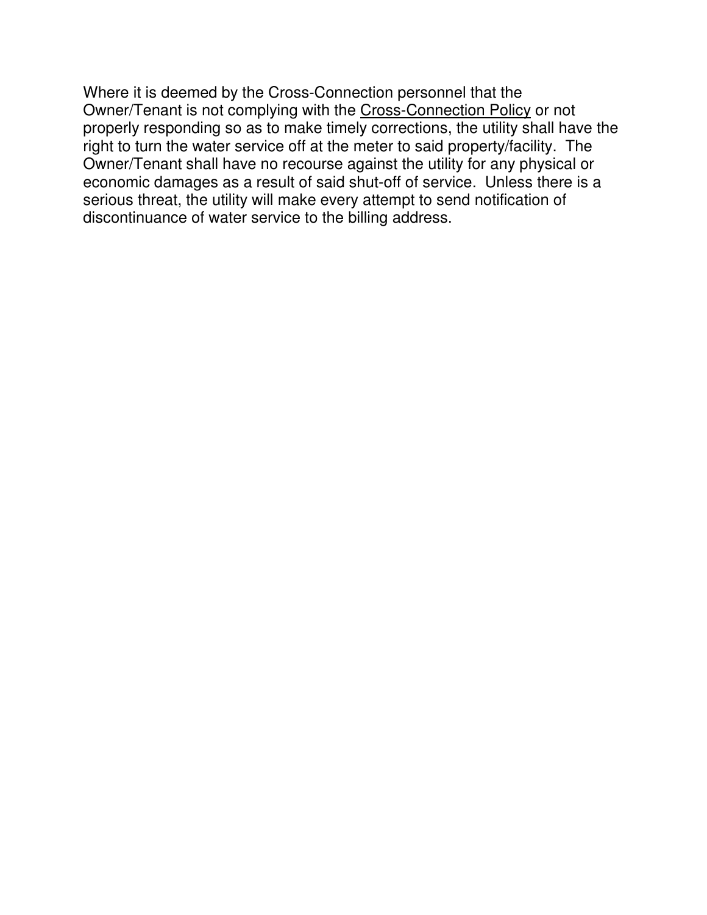Where it is deemed by the Cross-Connection personnel that the Owner/Tenant is not complying with the <u>Cross-Connection Policy</u> or not properly responding so as to make timely corrections, the utility shall have the right to turn the water service off at the meter to said property/facility. The Owner/Tenant shall have no recourse against the utility for any physical or economic damages as a result of said shut-off of service. Unless there is a serious threat, the utility will make every attempt to send notification of discontinuance of water service to the billing address.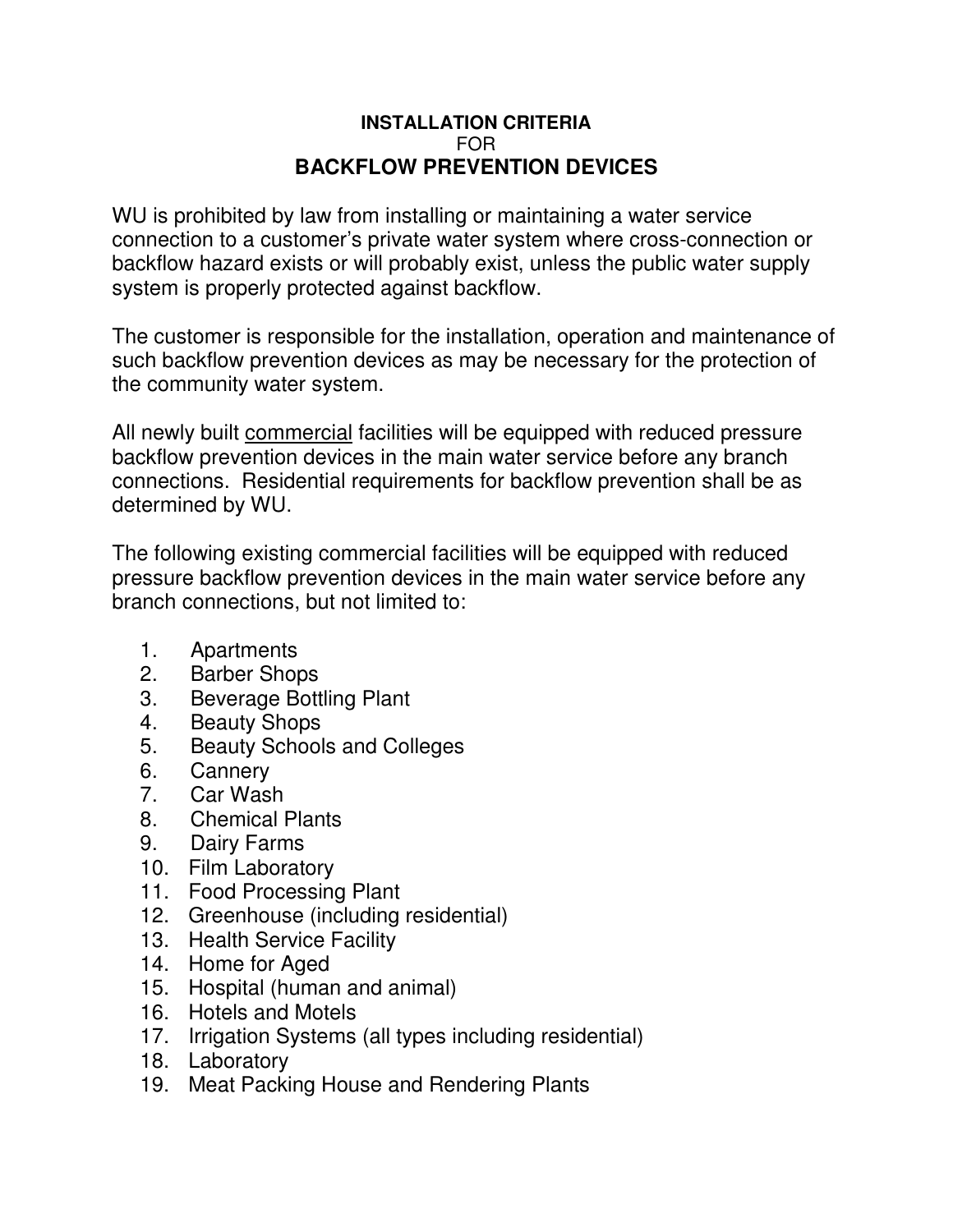**INSTALLATION CRITERIA**
FOR
## BACKFLOW PREVENTION DEVICES

WU is prohibited by law from installing or maintaining a water service connection to a customer's private water system where cross-connection or backflow hazard exists or will probably exist, unless the public water supply system is properly protected against backflow.

The customer is responsible for the installation, operation and maintenance of such backflow prevention devices as may be necessary for the protection of the community water system.

All newly built <u>commercial</u> facilities will be equipped with reduced pressure backflow prevention devices in the main water service before any branch connections. Residential requirements for backflow prevention shall be as determined by WU.

The following existing commercial facilities will be equipped with reduced pressure backflow prevention devices in the main water service before any branch connections, but not limited to:

1. Apartments
2. Barber Shops
3. Beverage Bottling Plant
4. Beauty Shops
5. Beauty Schools and Colleges
6. Cannery
7. Car Wash
8. Chemical Plants
9. Dairy Farms
10. Film Laboratory
11. Food Processing Plant
12. Greenhouse (including residential)
13. Health Service Facility
14. Home for Aged
15. Hospital (human and animal)
16. Hotels and Motels
17. Irrigation Systems (all types including residential)
18. Laboratory
19. Meat Packing House and Rendering Plants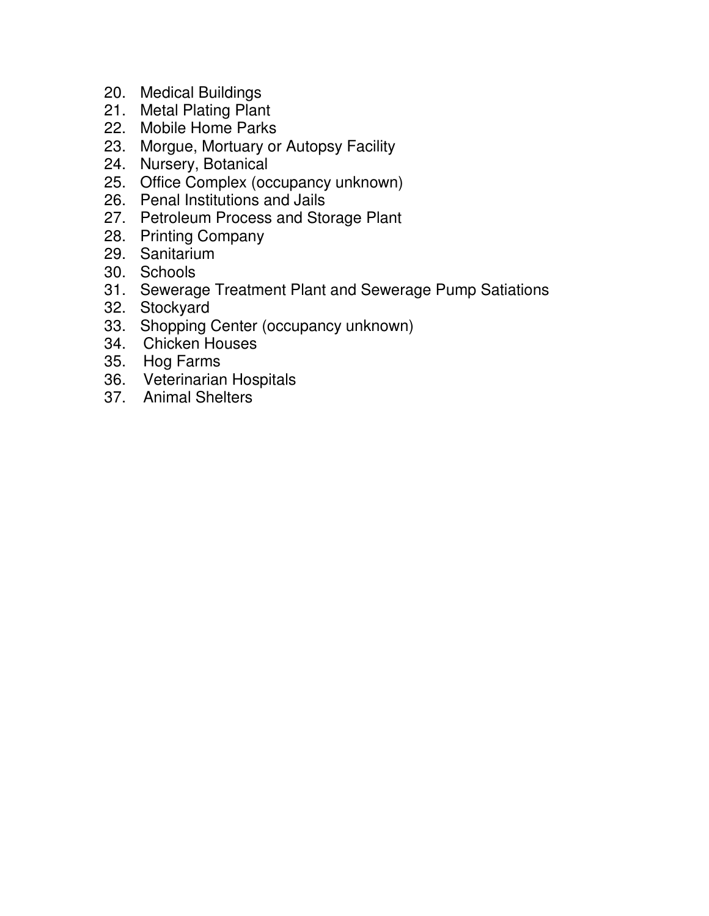20. Medical Buildings
21. Metal Plating Plant
22. Mobile Home Parks
23. Morgue, Mortuary or Autopsy Facility
24. Nursery, Botanical
25. Office Complex (occupancy unknown)
26. Penal Institutions and Jails
27. Petroleum Process and Storage Plant
28. Printing Company
29. Sanitarium
30. Schools
31. Sewerage Treatment Plant and Sewerage Pump Satiations
32. Stockyard
33. Shopping Center (occupancy unknown)
34. Chicken Houses
35. Hog Farms
36. Veterinarian Hospitals
37. Animal Shelters